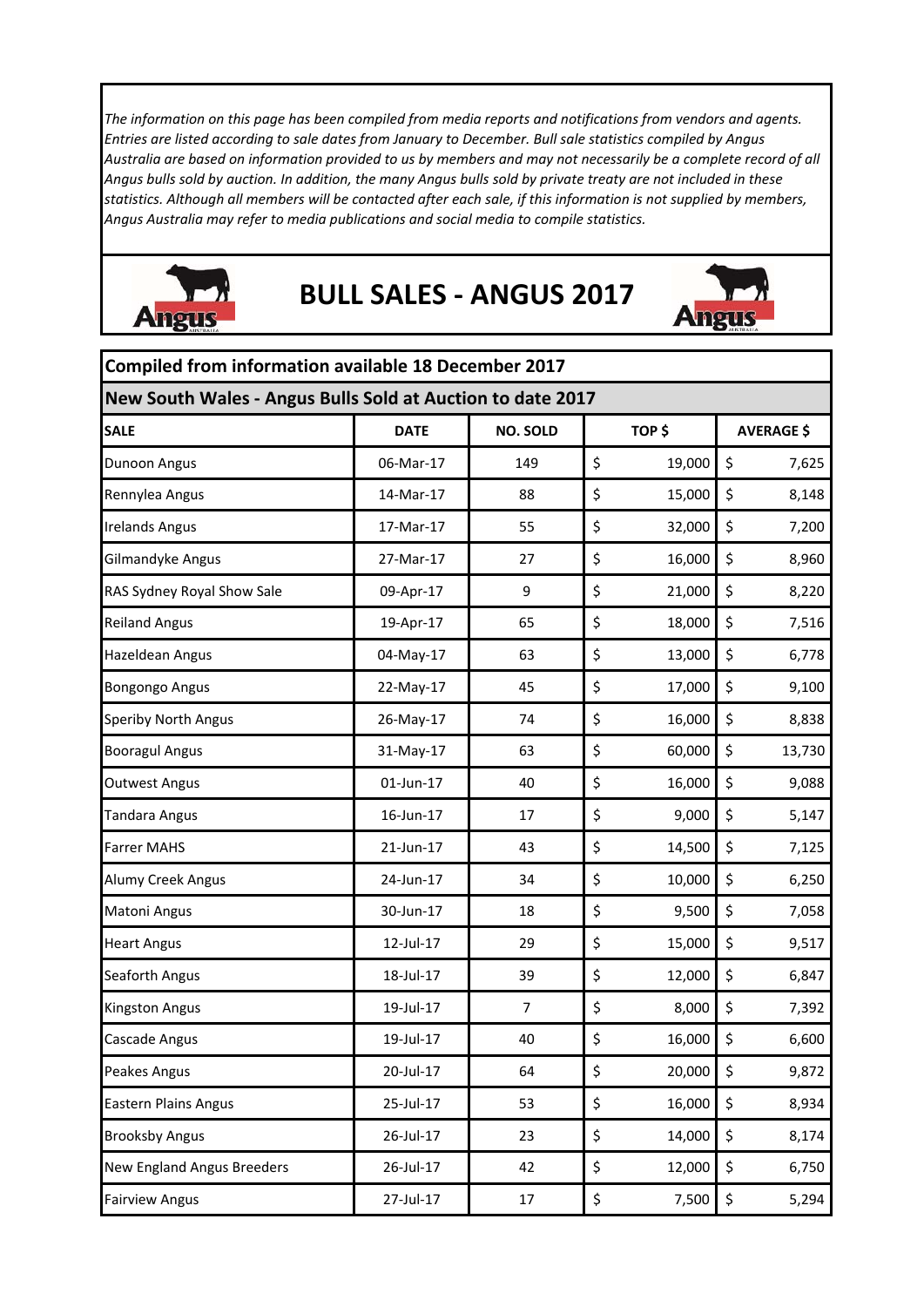*The information on this page has been compiled from media reports and notifications from vendors and agents. Entries are listed according to sale dates from January to December. Bull sale statistics compiled by Angus Australia are based on information provided to us by members and may not necessarily be a complete record of all Angus bulls sold by auction. In addition, the many Angus bulls sold by private treaty are not included in these statistics. Although all members will be contacted after each sale, if this information is not supplied by members, Angus Australia may refer to media publications and social media to compile statistics.*

# BULL SALES - ANGUS 2017

## Compiled from information available 18 December 2017

### New South Wales - Angus Bulls Sold at Auction to date 2017

| SALE | DATE | NO. SOLD | TOP $ | AVERAGE $ |
|---|---|---|---|---|
| Dunoon Angus | 06-Mar-17 | 149 | $ 19,000 | $ 7,625 |
| Rennylea Angus | 14-Mar-17 | 88 | $ 15,000 | $ 8,148 |
| Irelands Angus | 17-Mar-17 | 55 | $ 32,000 | $ 7,200 |
| Gilmandyke Angus | 27-Mar-17 | 27 | $ 16,000 | $ 8,960 |
| RAS Sydney Royal Show Sale | 09-Apr-17 | 9 | $ 21,000 | $ 8,220 |
| Reiland Angus | 19-Apr-17 | 65 | $ 18,000 | $ 7,516 |
| Hazeldean Angus | 04-May-17 | 63 | $ 13,000 | $ 6,778 |
| Bongongo Angus | 22-May-17 | 45 | $ 17,000 | $ 9,100 |
| Speriby North Angus | 26-May-17 | 74 | $ 16,000 | $ 8,838 |
| Booragul Angus | 31-May-17 | 63 | $ 60,000 | $ 13,730 |
| Outwest Angus | 01-Jun-17 | 40 | $ 16,000 | $ 9,088 |
| Tandara Angus | 16-Jun-17 | 17 | $ 9,000 | $ 5,147 |
| Farrer MAHS | 21-Jun-17 | 43 | $ 14,500 | $ 7,125 |
| Alumy Creek Angus | 24-Jun-17 | 34 | $ 10,000 | $ 6,250 |
| Matoni Angus | 30-Jun-17 | 18 | $ 9,500 | $ 7,058 |
| Heart Angus | 12-Jul-17 | 29 | $ 15,000 | $ 9,517 |
| Seaforth Angus | 18-Jul-17 | 39 | $ 12,000 | $ 6,847 |
| Kingston Angus | 19-Jul-17 | 7 | $ 8,000 | $ 7,392 |
| Cascade Angus | 19-Jul-17 | 40 | $ 16,000 | $ 6,600 |
| Peakes Angus | 20-Jul-17 | 64 | $ 20,000 | $ 9,872 |
| Eastern Plains Angus | 25-Jul-17 | 53 | $ 16,000 | $ 8,934 |
| Brooksby Angus | 26-Jul-17 | 23 | $ 14,000 | $ 8,174 |
| New England Angus Breeders | 26-Jul-17 | 42 | $ 12,000 | $ 6,750 |
| Fairview Angus | 27-Jul-17 | 17 | $ 7,500 | $ 5,294 |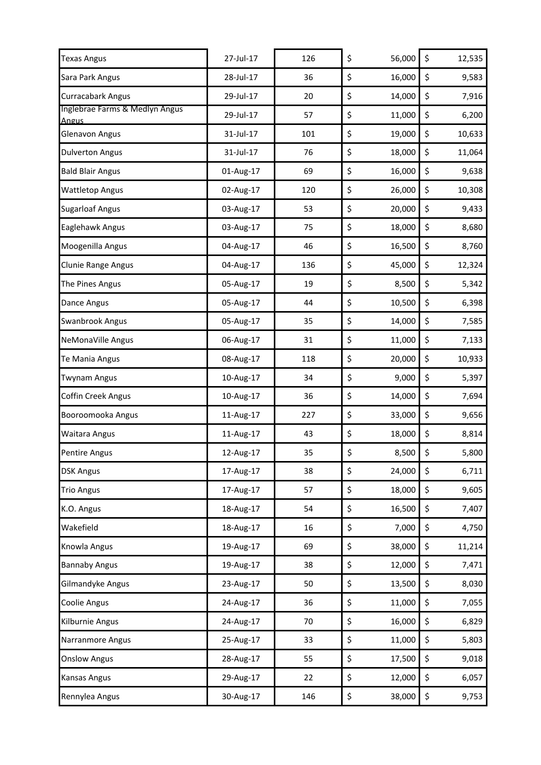| | | | | |
|---|---|---|---|---|
| Texas Angus | 27-Jul-17 | 126 | $ 56,000 | $ 12,535 |
| Sara Park Angus | 28-Jul-17 | 36 | $ 16,000 | $ 9,583 |
| Curracabark Angus | 29-Jul-17 | 20 | $ 14,000 | $ 7,916 |
| Inglebrae Farms & Medlyn Angus Angus | 29-Jul-17 | 57 | $ 11,000 | $ 6,200 |
| Glenavon Angus | 31-Jul-17 | 101 | $ 19,000 | $ 10,633 |
| Dulverton Angus | 31-Jul-17 | 76 | $ 18,000 | $ 11,064 |
| Bald Blair Angus | 01-Aug-17 | 69 | $ 16,000 | $ 9,638 |
| Wattletop Angus | 02-Aug-17 | 120 | $ 26,000 | $ 10,308 |
| Sugarloaf Angus | 03-Aug-17 | 53 | $ 20,000 | $ 9,433 |
| Eaglehawk Angus | 03-Aug-17 | 75 | $ 18,000 | $ 8,680 |
| Moogenilla Angus | 04-Aug-17 | 46 | $ 16,500 | $ 8,760 |
| Clunie Range Angus | 04-Aug-17 | 136 | $ 45,000 | $ 12,324 |
| The Pines Angus | 05-Aug-17 | 19 | $ 8,500 | $ 5,342 |
| Dance Angus | 05-Aug-17 | 44 | $ 10,500 | $ 6,398 |
| Swanbrook Angus | 05-Aug-17 | 35 | $ 14,000 | $ 7,585 |
| NeMonaVille Angus | 06-Aug-17 | 31 | $ 11,000 | $ 7,133 |
| Te Mania Angus | 08-Aug-17 | 118 | $ 20,000 | $ 10,933 |
| Twynam Angus | 10-Aug-17 | 34 | $ 9,000 | $ 5,397 |
| Coffin Creek Angus | 10-Aug-17 | 36 | $ 14,000 | $ 7,694 |
| Booroomooka Angus | 11-Aug-17 | 227 | $ 33,000 | $ 9,656 |
| Waitara Angus | 11-Aug-17 | 43 | $ 18,000 | $ 8,814 |
| Pentire Angus | 12-Aug-17 | 35 | $ 8,500 | $ 5,800 |
| DSK Angus | 17-Aug-17 | 38 | $ 24,000 | $ 6,711 |
| Trio Angus | 17-Aug-17 | 57 | $ 18,000 | $ 9,605 |
| K.O. Angus | 18-Aug-17 | 54 | $ 16,500 | $ 7,407 |
| Wakefield | 18-Aug-17 | 16 | $ 7,000 | $ 4,750 |
| Knowla Angus | 19-Aug-17 | 69 | $ 38,000 | $ 11,214 |
| Bannaby Angus | 19-Aug-17 | 38 | $ 12,000 | $ 7,471 |
| Gilmandyke Angus | 23-Aug-17 | 50 | $ 13,500 | $ 8,030 |
| Coolie Angus | 24-Aug-17 | 36 | $ 11,000 | $ 7,055 |
| Kilburnie Angus | 24-Aug-17 | 70 | $ 16,000 | $ 6,829 |
| Narranmore Angus | 25-Aug-17 | 33 | $ 11,000 | $ 5,803 |
| Onslow Angus | 28-Aug-17 | 55 | $ 17,500 | $ 9,018 |
| Kansas Angus | 29-Aug-17 | 22 | $ 12,000 | $ 6,057 |
| Rennylea Angus | 30-Aug-17 | 146 | $ 38,000 | $ 9,753 |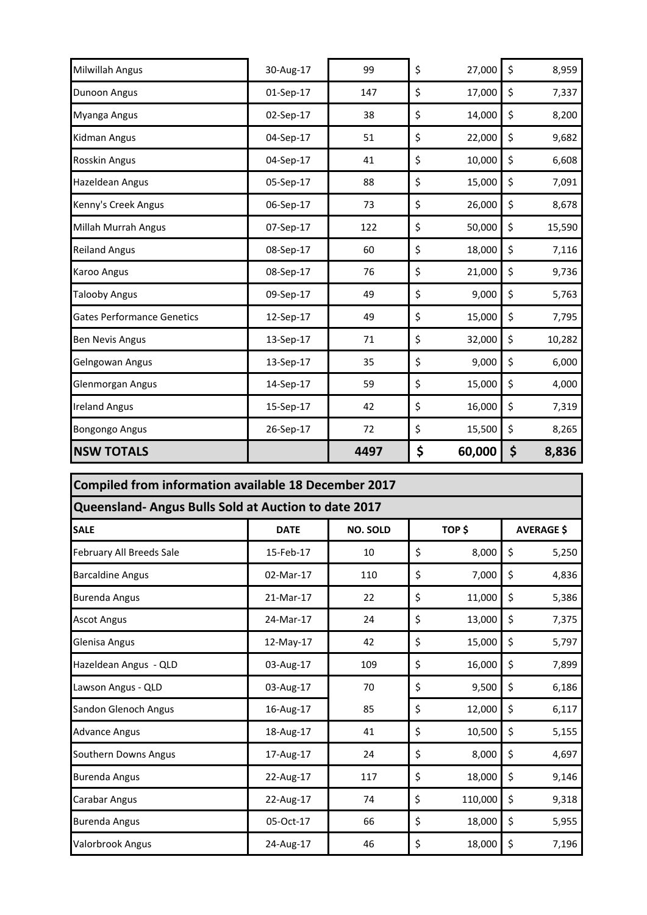| | | | | |
|---|---|---|---|---|
| Milwillah Angus | 30-Aug-17 | 99 | $ 27,000 | $ 8,959 |
| Dunoon Angus | 01-Sep-17 | 147 | $ 17,000 | $ 7,337 |
| Myanga Angus | 02-Sep-17 | 38 | $ 14,000 | $ 8,200 |
| Kidman Angus | 04-Sep-17 | 51 | $ 22,000 | $ 9,682 |
| Rosskin Angus | 04-Sep-17 | 41 | $ 10,000 | $ 6,608 |
| Hazeldean Angus | 05-Sep-17 | 88 | $ 15,000 | $ 7,091 |
| Kenny's Creek Angus | 06-Sep-17 | 73 | $ 26,000 | $ 8,678 |
| Millah Murrah Angus | 07-Sep-17 | 122 | $ 50,000 | $ 15,590 |
| Reiland Angus | 08-Sep-17 | 60 | $ 18,000 | $ 7,116 |
| Karoo Angus | 08-Sep-17 | 76 | $ 21,000 | $ 9,736 |
| Talooby Angus | 09-Sep-17 | 49 | $ 9,000 | $ 5,763 |
| Gates Performance Genetics | 12-Sep-17 | 49 | $ 15,000 | $ 7,795 |
| Ben Nevis Angus | 13-Sep-17 | 71 | $ 32,000 | $ 10,282 |
| Gelngowan Angus | 13-Sep-17 | 35 | $ 9,000 | $ 6,000 |
| Glenmorgan Angus | 14-Sep-17 | 59 | $ 15,000 | $ 4,000 |
| Ireland Angus | 15-Sep-17 | 42 | $ 16,000 | $ 7,319 |
| Bongongo Angus | 26-Sep-17 | 72 | $ 15,500 | $ 8,265 |
| **NSW TOTALS** | | **4497** | **$ 60,000** | **$ 8,836** |

**Compiled from information available 18 December 2017**

**Queensland- Angus Bulls Sold at Auction to date 2017**

| SALE | DATE | NO. SOLD | TOP $ | AVERAGE $ |
|---|---|---|---|---|
| February All Breeds Sale | 15-Feb-17 | 10 | $ 8,000 | $ 5,250 |
| Barcaldine Angus | 02-Mar-17 | 110 | $ 7,000 | $ 4,836 |
| Burenda Angus | 21-Mar-17 | 22 | $ 11,000 | $ 5,386 |
| Ascot Angus | 24-Mar-17 | 24 | $ 13,000 | $ 7,375 |
| Glenisa Angus | 12-May-17 | 42 | $ 15,000 | $ 5,797 |
| Hazeldean Angus - QLD | 03-Aug-17 | 109 | $ 16,000 | $ 7,899 |
| Lawson Angus - QLD | 03-Aug-17 | 70 | $ 9,500 | $ 6,186 |
| Sandon Glenoch Angus | 16-Aug-17 | 85 | $ 12,000 | $ 6,117 |
| Advance Angus | 18-Aug-17 | 41 | $ 10,500 | $ 5,155 |
| Southern Downs Angus | 17-Aug-17 | 24 | $ 8,000 | $ 4,697 |
| Burenda Angus | 22-Aug-17 | 117 | $ 18,000 | $ 9,146 |
| Carabar Angus | 22-Aug-17 | 74 | $ 110,000 | $ 9,318 |
| Burenda Angus | 05-Oct-17 | 66 | $ 18,000 | $ 5,955 |
| Valorbrook Angus | 24-Aug-17 | 46 | $ 18,000 | $ 7,196 |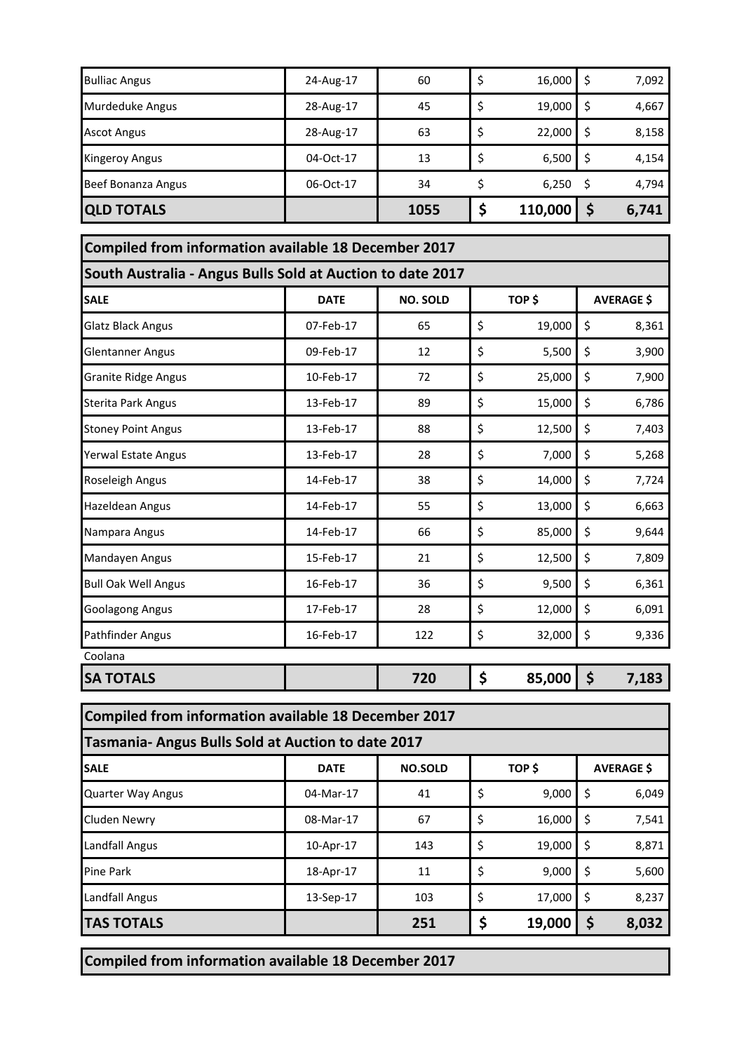| | | | | |
|---|---|---|---|---|
| Bulliac Angus | 24-Aug-17 | 60 | $ 16,000 | $ 7,092 |
| Murdeduke Angus | 28-Aug-17 | 45 | $ 19,000 | $ 4,667 |
| Ascot Angus | 28-Aug-17 | 63 | $ 22,000 | $ 8,158 |
| Kingeroy Angus | 04-Oct-17 | 13 | $ 6,500 | $ 4,154 |
| Beef Bonanza Angus | 06-Oct-17 | 34 | $ 6,250 | $ 4,794 |
| **QLD TOTALS** | | **1055** | **$ 110,000** | **$ 6,741** |

**Compiled from information available 18 December 2017**

**South Australia - Angus Bulls Sold at Auction to date 2017**

| SALE | DATE | NO. SOLD | TOP $ | AVERAGE $ |
|---|---|---|---|---|
| Glatz Black Angus | 07-Feb-17 | 65 | $ 19,000 | $ 8,361 |
| Glentanner Angus | 09-Feb-17 | 12 | $ 5,500 | $ 3,900 |
| Granite Ridge Angus | 10-Feb-17 | 72 | $ 25,000 | $ 7,900 |
| Sterita Park Angus | 13-Feb-17 | 89 | $ 15,000 | $ 6,786 |
| Stoney Point Angus | 13-Feb-17 | 88 | $ 12,500 | $ 7,403 |
| Yerwal Estate Angus | 13-Feb-17 | 28 | $ 7,000 | $ 5,268 |
| Roseleigh Angus | 14-Feb-17 | 38 | $ 14,000 | $ 7,724 |
| Hazeldean Angus | 14-Feb-17 | 55 | $ 13,000 | $ 6,663 |
| Nampara Angus | 14-Feb-17 | 66 | $ 85,000 | $ 9,644 |
| Mandayen Angus | 15-Feb-17 | 21 | $ 12,500 | $ 7,809 |
| Bull Oak Well Angus | 16-Feb-17 | 36 | $ 9,500 | $ 6,361 |
| Goolagong Angus | 17-Feb-17 | 28 | $ 12,000 | $ 6,091 |
| Pathfinder Angus | 16-Feb-17 | 122 | $ 32,000 | $ 9,336 |
| Coolana | | | | |
| **SA TOTALS** | | **720** | **$ 85,000** | **$ 7,183** |

**Compiled from information available 18 December 2017**

**Tasmania- Angus Bulls Sold at Auction to date 2017**

| SALE | DATE | NO.SOLD | TOP $ | AVERAGE $ |
|---|---|---|---|---|
| Quarter Way Angus | 04-Mar-17 | 41 | $ 9,000 | $ 6,049 |
| Cluden Newry | 08-Mar-17 | 67 | $ 16,000 | $ 7,541 |
| Landfall Angus | 10-Apr-17 | 143 | $ 19,000 | $ 8,871 |
| Pine Park | 18-Apr-17 | 11 | $ 9,000 | $ 5,600 |
| Landfall Angus | 13-Sep-17 | 103 | $ 17,000 | $ 8,237 |
| **TAS TOTALS** | | **251** | **$ 19,000** | **$ 8,032** |

**Compiled from information available 18 December 2017**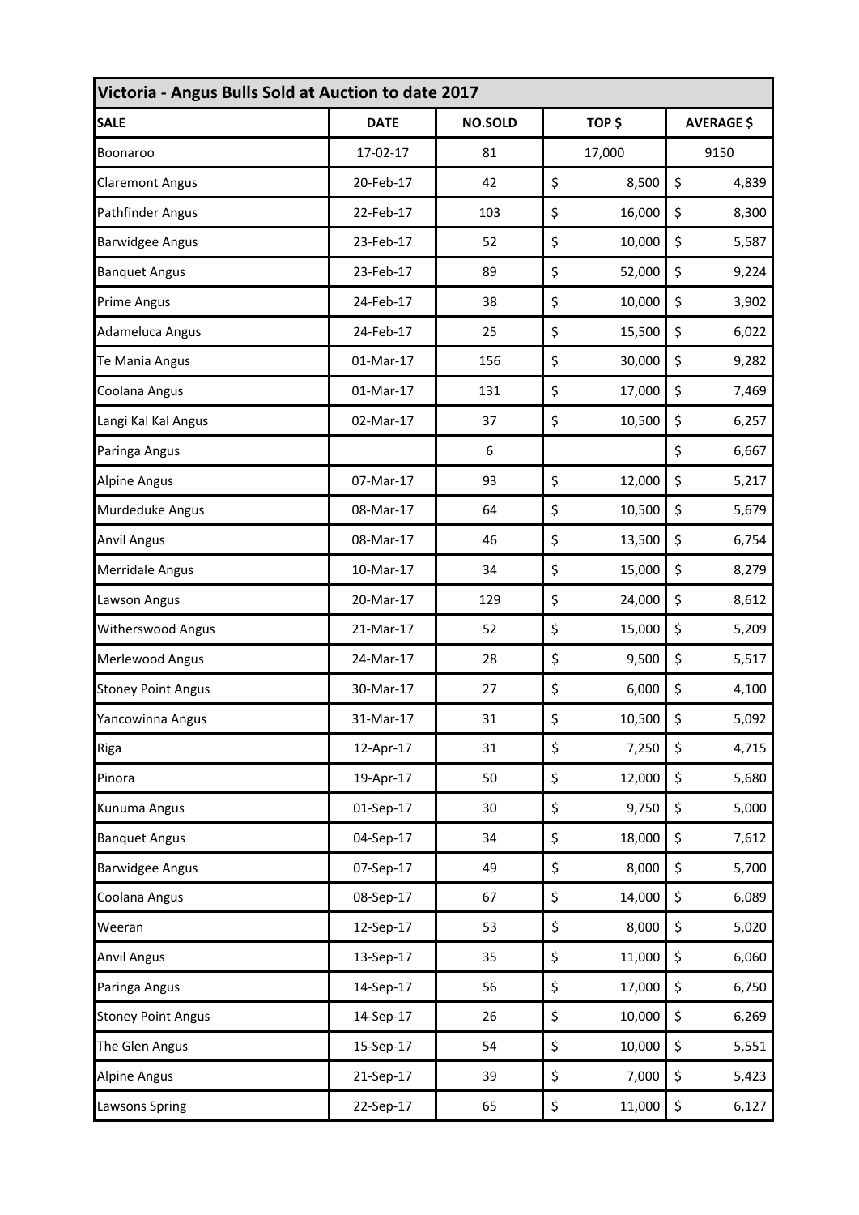| Victoria - Angus Bulls Sold at Auction to date 2017 | | | | |
|---|---|---|---|---|
| **SALE** | **DATE** | **NO.SOLD** | **TOP $** | **AVERAGE $** |
| Boonaroo | 17-02-17 | 81 | 17,000 | 9150 |
| Claremont Angus | 20-Feb-17 | 42 | $ 8,500 | $ 4,839 |
| Pathfinder Angus | 22-Feb-17 | 103 | $ 16,000 | $ 8,300 |
| Barwidgee Angus | 23-Feb-17 | 52 | $ 10,000 | $ 5,587 |
| Banquet Angus | 23-Feb-17 | 89 | $ 52,000 | $ 9,224 |
| Prime Angus | 24-Feb-17 | 38 | $ 10,000 | $ 3,902 |
| Adameluca Angus | 24-Feb-17 | 25 | $ 15,500 | $ 6,022 |
| Te Mania Angus | 01-Mar-17 | 156 | $ 30,000 | $ 9,282 |
| Coolana Angus | 01-Mar-17 | 131 | $ 17,000 | $ 7,469 |
| Langi Kal Kal Angus | 02-Mar-17 | 37 | $ 10,500 | $ 6,257 |
| Paringa Angus | | 6 | | $ 6,667 |
| Alpine Angus | 07-Mar-17 | 93 | $ 12,000 | $ 5,217 |
| Murdeduke Angus | 08-Mar-17 | 64 | $ 10,500 | $ 5,679 |
| Anvil Angus | 08-Mar-17 | 46 | $ 13,500 | $ 6,754 |
| Merridale Angus | 10-Mar-17 | 34 | $ 15,000 | $ 8,279 |
| Lawson Angus | 20-Mar-17 | 129 | $ 24,000 | $ 8,612 |
| Witherswood Angus | 21-Mar-17 | 52 | $ 15,000 | $ 5,209 |
| Merlewood Angus | 24-Mar-17 | 28 | $ 9,500 | $ 5,517 |
| Stoney Point Angus | 30-Mar-17 | 27 | $ 6,000 | $ 4,100 |
| Yancowinna Angus | 31-Mar-17 | 31 | $ 10,500 | $ 5,092 |
| Riga | 12-Apr-17 | 31 | $ 7,250 | $ 4,715 |
| Pinora | 19-Apr-17 | 50 | $ 12,000 | $ 5,680 |
| Kunuma Angus | 01-Sep-17 | 30 | $ 9,750 | $ 5,000 |
| Banquet Angus | 04-Sep-17 | 34 | $ 18,000 | $ 7,612 |
| Barwidgee Angus | 07-Sep-17 | 49 | $ 8,000 | $ 5,700 |
| Coolana Angus | 08-Sep-17 | 67 | $ 14,000 | $ 6,089 |
| Weeran | 12-Sep-17 | 53 | $ 8,000 | $ 5,020 |
| Anvil Angus | 13-Sep-17 | 35 | $ 11,000 | $ 6,060 |
| Paringa Angus | 14-Sep-17 | 56 | $ 17,000 | $ 6,750 |
| Stoney Point Angus | 14-Sep-17 | 26 | $ 10,000 | $ 6,269 |
| The Glen Angus | 15-Sep-17 | 54 | $ 10,000 | $ 5,551 |
| Alpine Angus | 21-Sep-17 | 39 | $ 7,000 | $ 5,423 |
| Lawsons Spring | 22-Sep-17 | 65 | $ 11,000 | $ 6,127 |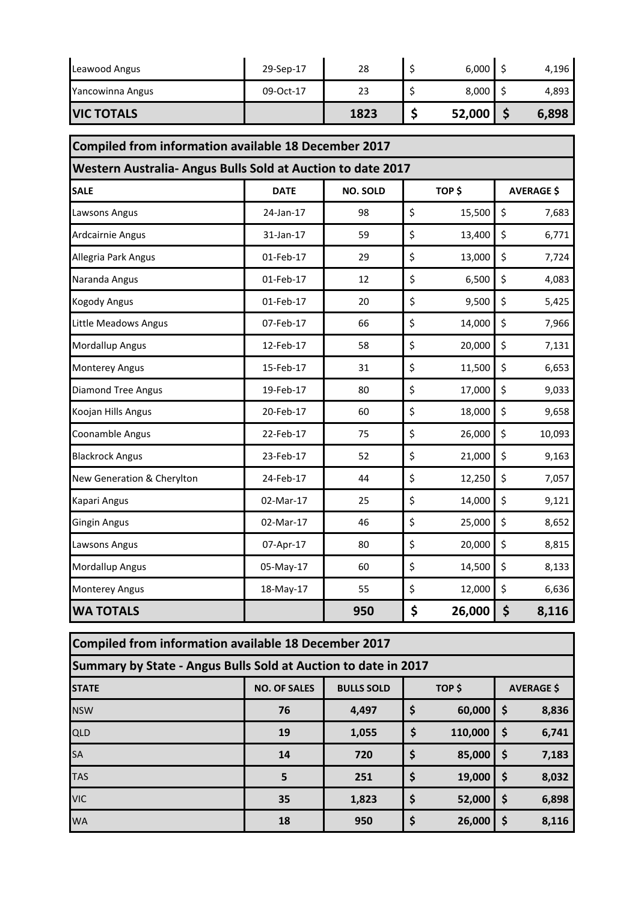| | | | | |
|---|---|---|---|---|
| Leawood Angus | 29-Sep-17 | 28 | $ 6,000 | $ 4,196 |
| Yancowinna Angus | 09-Oct-17 | 23 | $ 8,000 | $ 4,893 |
| **VIC TOTALS** | | **1823** | **$ 52,000** | **$ 6,898** |

**Compiled from information available 18 December 2017**

**Western Australia- Angus Bulls Sold at Auction to date 2017**

| SALE | DATE | NO. SOLD | TOP $ | AVERAGE $ |
|---|---|---|---|---|
| Lawsons Angus | 24-Jan-17 | 98 | $ 15,500 | $ 7,683 |
| Ardcairnie Angus | 31-Jan-17 | 59 | $ 13,400 | $ 6,771 |
| Allegria Park Angus | 01-Feb-17 | 29 | $ 13,000 | $ 7,724 |
| Naranda Angus | 01-Feb-17 | 12 | $ 6,500 | $ 4,083 |
| Kogody Angus | 01-Feb-17 | 20 | $ 9,500 | $ 5,425 |
| Little Meadows Angus | 07-Feb-17 | 66 | $ 14,000 | $ 7,966 |
| Mordallup Angus | 12-Feb-17 | 58 | $ 20,000 | $ 7,131 |
| Monterey Angus | 15-Feb-17 | 31 | $ 11,500 | $ 6,653 |
| Diamond Tree Angus | 19-Feb-17 | 80 | $ 17,000 | $ 9,033 |
| Koojan Hills Angus | 20-Feb-17 | 60 | $ 18,000 | $ 9,658 |
| Coonamble Angus | 22-Feb-17 | 75 | $ 26,000 | $ 10,093 |
| Blackrock Angus | 23-Feb-17 | 52 | $ 21,000 | $ 9,163 |
| New Generation & Cherylton | 24-Feb-17 | 44 | $ 12,250 | $ 7,057 |
| Kapari Angus | 02-Mar-17 | 25 | $ 14,000 | $ 9,121 |
| Gingin Angus | 02-Mar-17 | 46 | $ 25,000 | $ 8,652 |
| Lawsons Angus | 07-Apr-17 | 80 | $ 20,000 | $ 8,815 |
| Mordallup Angus | 05-May-17 | 60 | $ 14,500 | $ 8,133 |
| Monterey Angus | 18-May-17 | 55 | $ 12,000 | $ 6,636 |
| **WA TOTALS** | | **950** | **$ 26,000** | **$ 8,116** |

**Compiled from information available 18 December 2017**

**Summary by State - Angus Bulls Sold at Auction to date in 2017**

| STATE | NO. OF SALES | BULLS SOLD | TOP $ | AVERAGE $ |
|---|---|---|---|---|
| NSW | **76** | **4,497** | **$ 60,000** | **$ 8,836** |
| QLD | **19** | **1,055** | **$ 110,000** | **$ 6,741** |
| SA | **14** | **720** | **$ 85,000** | **$ 7,183** |
| TAS | **5** | **251** | **$ 19,000** | **$ 8,032** |
| VIC | **35** | **1,823** | **$ 52,000** | **$ 6,898** |
| WA | **18** | **950** | **$ 26,000** | **$ 8,116** |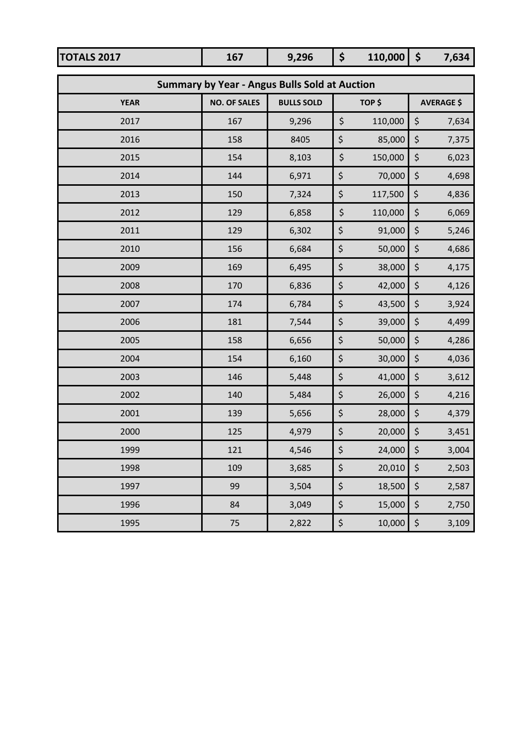| TOTALS 2017 | 167 | 9,296 | $ 110,000 | $ 7,634 |
|---|---|---|---|---|

**Summary by Year - Angus Bulls Sold at Auction**

| YEAR | NO. OF SALES | BULLS SOLD | TOP $ | AVERAGE $ |
|---|---|---|---|---|
| 2017 | 167 | 9,296 | $ 110,000 | $ 7,634 |
| 2016 | 158 | 8405 | $ 85,000 | $ 7,375 |
| 2015 | 154 | 8,103 | $ 150,000 | $ 6,023 |
| 2014 | 144 | 6,971 | $ 70,000 | $ 4,698 |
| 2013 | 150 | 7,324 | $ 117,500 | $ 4,836 |
| 2012 | 129 | 6,858 | $ 110,000 | $ 6,069 |
| 2011 | 129 | 6,302 | $ 91,000 | $ 5,246 |
| 2010 | 156 | 6,684 | $ 50,000 | $ 4,686 |
| 2009 | 169 | 6,495 | $ 38,000 | $ 4,175 |
| 2008 | 170 | 6,836 | $ 42,000 | $ 4,126 |
| 2007 | 174 | 6,784 | $ 43,500 | $ 3,924 |
| 2006 | 181 | 7,544 | $ 39,000 | $ 4,499 |
| 2005 | 158 | 6,656 | $ 50,000 | $ 4,286 |
| 2004 | 154 | 6,160 | $ 30,000 | $ 4,036 |
| 2003 | 146 | 5,448 | $ 41,000 | $ 3,612 |
| 2002 | 140 | 5,484 | $ 26,000 | $ 4,216 |
| 2001 | 139 | 5,656 | $ 28,000 | $ 4,379 |
| 2000 | 125 | 4,979 | $ 20,000 | $ 3,451 |
| 1999 | 121 | 4,546 | $ 24,000 | $ 3,004 |
| 1998 | 109 | 3,685 | $ 20,010 | $ 2,503 |
| 1997 | 99 | 3,504 | $ 18,500 | $ 2,587 |
| 1996 | 84 | 3,049 | $ 15,000 | $ 2,750 |
| 1995 | 75 | 2,822 | $ 10,000 | $ 3,109 |